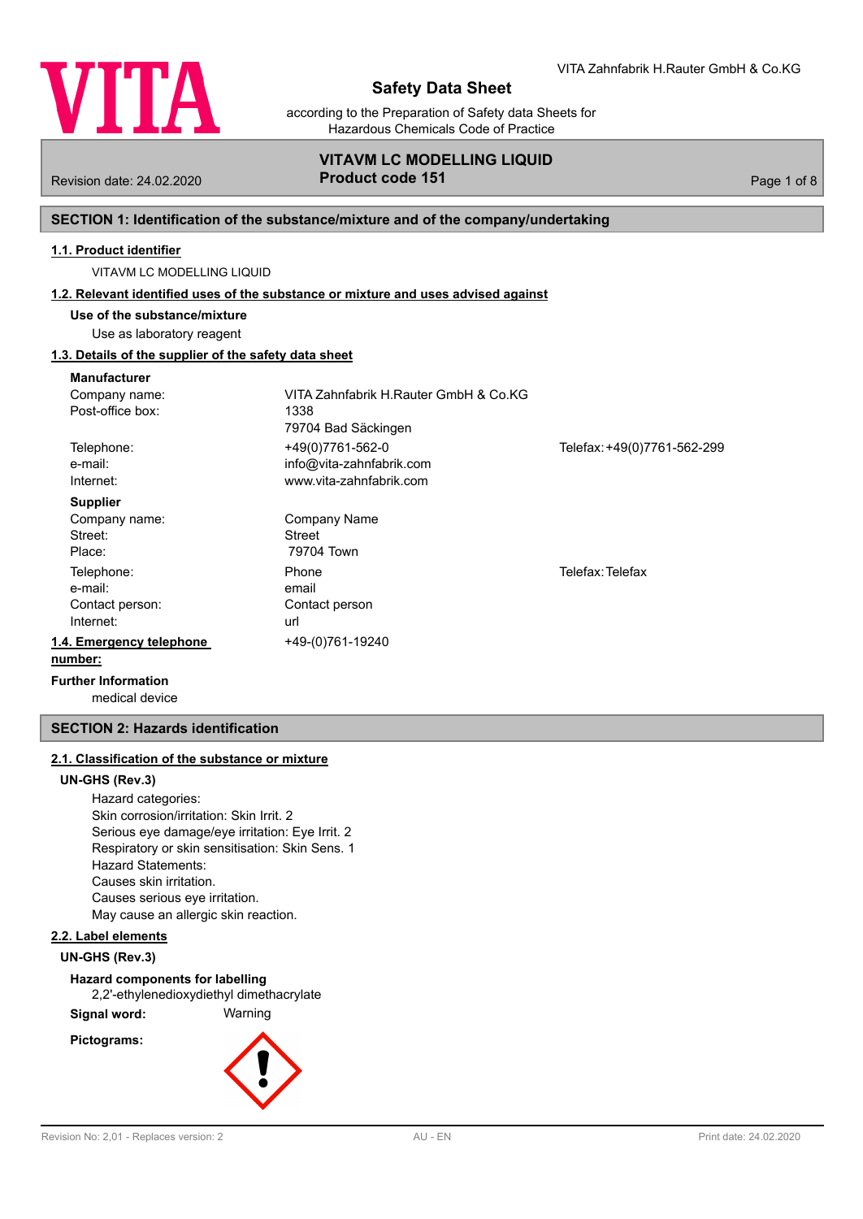# Safety Data Sheet

according to the Preparation of Safety data Sheets for Hazardous Chemicals Code of Practice

VITA Zahnfabrik H.Rauter GmbH & Co.KG

**VITAVM LC MODELLING LIQUID**
**Product code 151**

Revision date: 24.02.2020

## SECTION 1: Identification of the substance/mixture and of the company/undertaking

### 1.1. Product identifier

VITAVM LC MODELLING LIQUID

### 1.2. Relevant identified uses of the substance or mixture and uses advised against

**Use of the substance/mixture**

Use as laboratory reagent

### 1.3. Details of the supplier of the safety data sheet

**Manufacturer**

| | | |
|---|---|---|
| Company name: | VITA Zahnfabrik H.Rauter GmbH & Co.KG | |
| Post-office box: | 1338<br>79704 Bad Säckingen | |
| Telephone: | +49(0)7761-562-0 | Telefax: +49(0)7761-562-299 |
| e-mail: | info@vita-zahnfabrik.com | |
| Internet: | www.vita-zahnfabrik.com | |

**Supplier**

| | | |
|---|---|---|
| Company name: | Company Name | |
| Street: | Street | |
| Place: | 79704 Town | |
| Telephone: | Phone | Telefax: Telefax |
| e-mail: | email | |
| Contact person: | Contact person | |
| Internet: | url | |

### 1.4. Emergency telephone number:

+49-(0)761-19240

**Further Information**

medical device

## SECTION 2: Hazards identification

### 2.1. Classification of the substance or mixture

**UN-GHS (Rev.3)**

Hazard categories:
Skin corrosion/irritation: Skin Irrit. 2
Serious eye damage/eye irritation: Eye Irrit. 2
Respiratory or skin sensitisation: Skin Sens. 1
Hazard Statements:
Causes skin irritation.
Causes serious eye irritation.
May cause an allergic skin reaction.

### 2.2. Label elements

**UN-GHS (Rev.3)**

**Hazard components for labelling**

2,2'-ethylenedioxydiethyl dimethacrylate

**Signal word:** Warning

**Pictograms:**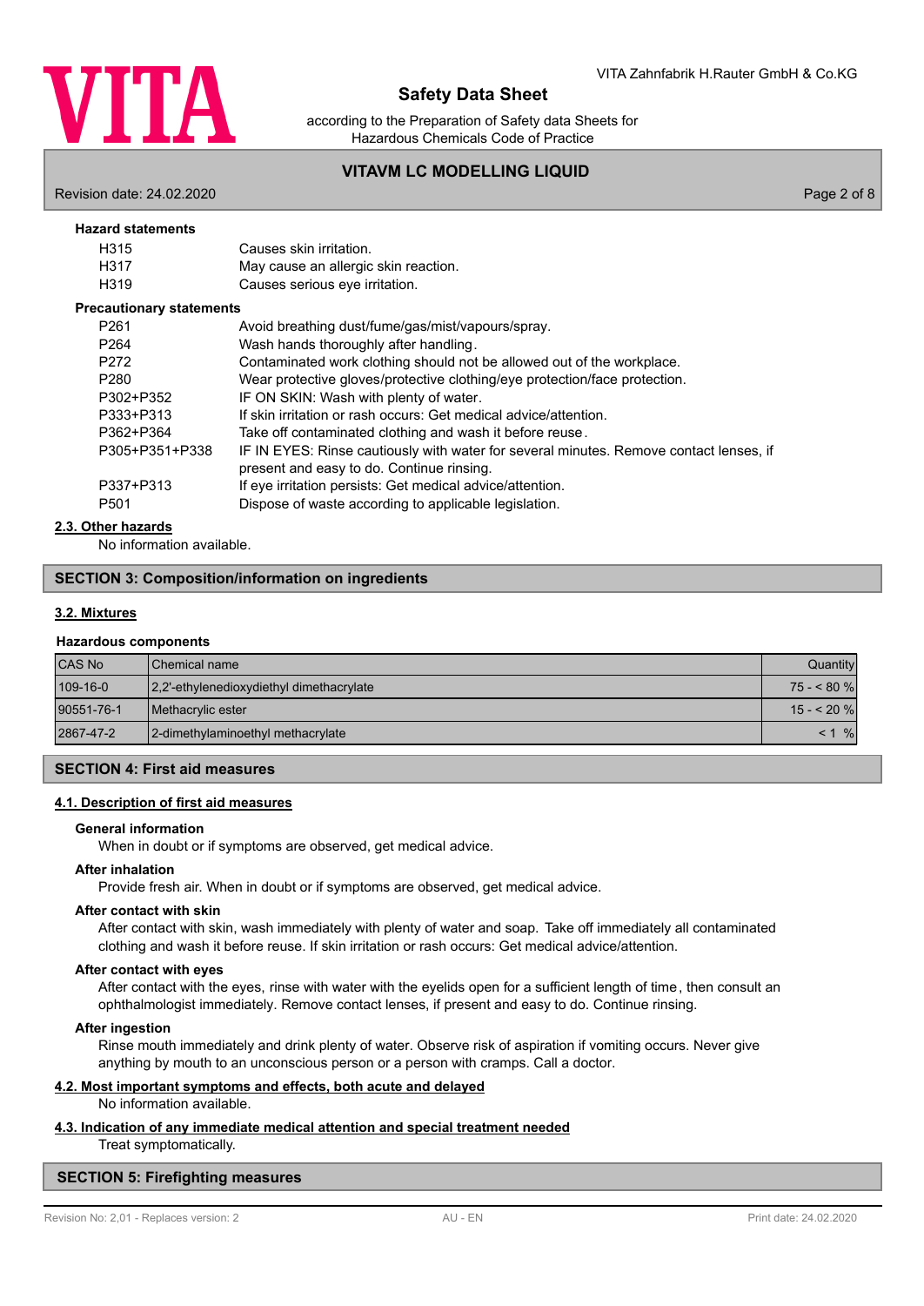**Hazard statements**

| | |
|---|---|
| H315 | Causes skin irritation. |
| H317 | May cause an allergic skin reaction. |
| H319 | Causes serious eye irritation. |

**Precautionary statements**

| | |
|---|---|
| P261 | Avoid breathing dust/fume/gas/mist/vapours/spray. |
| P264 | Wash hands thoroughly after handling. |
| P272 | Contaminated work clothing should not be allowed out of the workplace. |
| P280 | Wear protective gloves/protective clothing/eye protection/face protection. |
| P302+P352 | IF ON SKIN: Wash with plenty of water. |
| P333+P313 | If skin irritation or rash occurs: Get medical advice/attention. |
| P362+P364 | Take off contaminated clothing and wash it before reuse. |
| P305+P351+P338 | IF IN EYES: Rinse cautiously with water for several minutes. Remove contact lenses, if present and easy to do. Continue rinsing. |
| P337+P313 | If eye irritation persists: Get medical advice/attention. |
| P501 | Dispose of waste according to applicable legislation. |

### 2.3. Other hazards

No information available.

## SECTION 3: Composition/information on ingredients

### 3.2. Mixtures

**Hazardous components**

| CAS No | Chemical name | Quantity |
|---|---|---|
| 109-16-0 | 2,2'-ethylenedioxydiethyl dimethacrylate | 75 - < 80 % |
| 90551-76-1 | Methacrylic ester | 15 - < 20 % |
| 2867-47-2 | 2-dimethylaminoethyl methacrylate | < 1 % |

## SECTION 4: First aid measures

### 4.1. Description of first aid measures

**General information**

When in doubt or if symptoms are observed, get medical advice.

**After inhalation**

Provide fresh air. When in doubt or if symptoms are observed, get medical advice.

**After contact with skin**

After contact with skin, wash immediately with plenty of water and soap. Take off immediately all contaminated clothing and wash it before reuse. If skin irritation or rash occurs: Get medical advice/attention.

**After contact with eyes**

After contact with the eyes, rinse with water with the eyelids open for a sufficient length of time, then consult an ophthalmologist immediately. Remove contact lenses, if present and easy to do. Continue rinsing.

**After ingestion**

Rinse mouth immediately and drink plenty of water. Observe risk of aspiration if vomiting occurs. Never give anything by mouth to an unconscious person or a person with cramps. Call a doctor.

### 4.2. Most important symptoms and effects, both acute and delayed

No information available.

### 4.3. Indication of any immediate medical attention and special treatment needed

Treat symptomatically.

## SECTION 5: Firefighting measures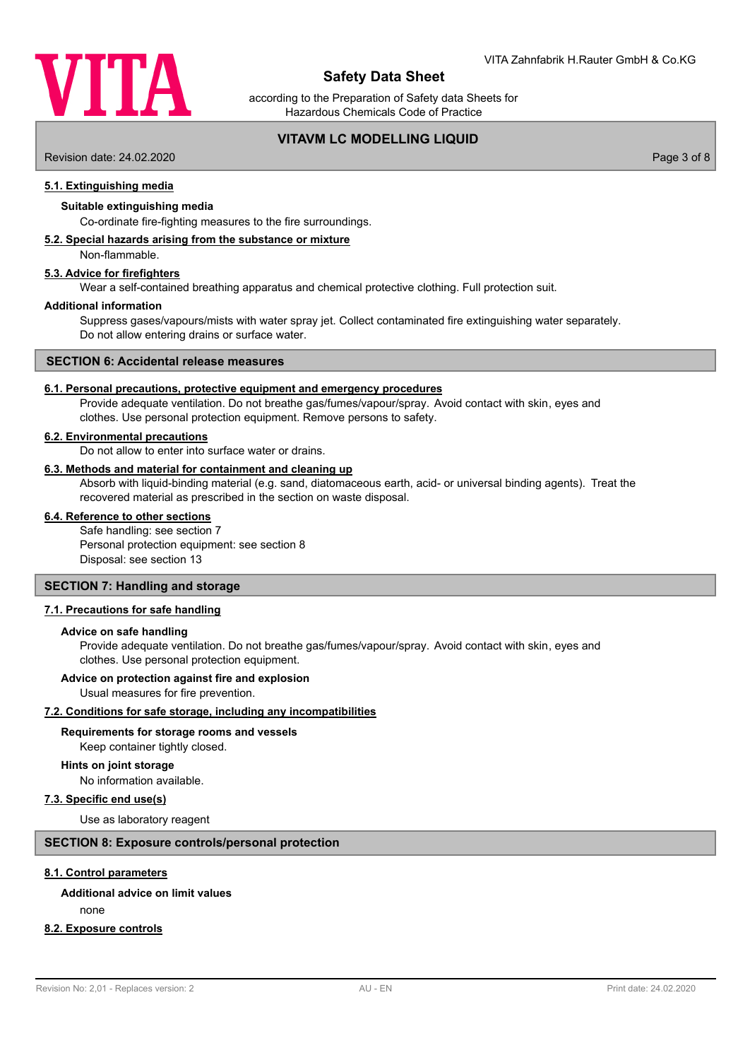#### 5.1. Extinguishing media

**Suitable extinguishing media**

Co-ordinate fire-fighting measures to the fire surroundings.

#### 5.2. Special hazards arising from the substance or mixture

Non-flammable.

#### 5.3. Advice for firefighters

Wear a self-contained breathing apparatus and chemical protective clothing. Full protection suit.

**Additional information**

Suppress gases/vapours/mists with water spray jet. Collect contaminated fire extinguishing water separately. Do not allow entering drains or surface water.

## SECTION 6: Accidental release measures

#### 6.1. Personal precautions, protective equipment and emergency procedures

Provide adequate ventilation. Do not breathe gas/fumes/vapour/spray. Avoid contact with skin, eyes and clothes. Use personal protection equipment. Remove persons to safety.

#### 6.2. Environmental precautions

Do not allow to enter into surface water or drains.

#### 6.3. Methods and material for containment and cleaning up

Absorb with liquid-binding material (e.g. sand, diatomaceous earth, acid- or universal binding agents). Treat the recovered material as prescribed in the section on waste disposal.

#### 6.4. Reference to other sections

Safe handling: see section 7
Personal protection equipment: see section 8
Disposal: see section 13

## SECTION 7: Handling and storage

#### 7.1. Precautions for safe handling

**Advice on safe handling**

Provide adequate ventilation. Do not breathe gas/fumes/vapour/spray. Avoid contact with skin, eyes and clothes. Use personal protection equipment.

**Advice on protection against fire and explosion**

Usual measures for fire prevention.

#### 7.2. Conditions for safe storage, including any incompatibilities

**Requirements for storage rooms and vessels**

Keep container tightly closed.

**Hints on joint storage**

No information available.

#### 7.3. Specific end use(s)

Use as laboratory reagent

## SECTION 8: Exposure controls/personal protection

#### 8.1. Control parameters

**Additional advice on limit values**

none

#### 8.2. Exposure controls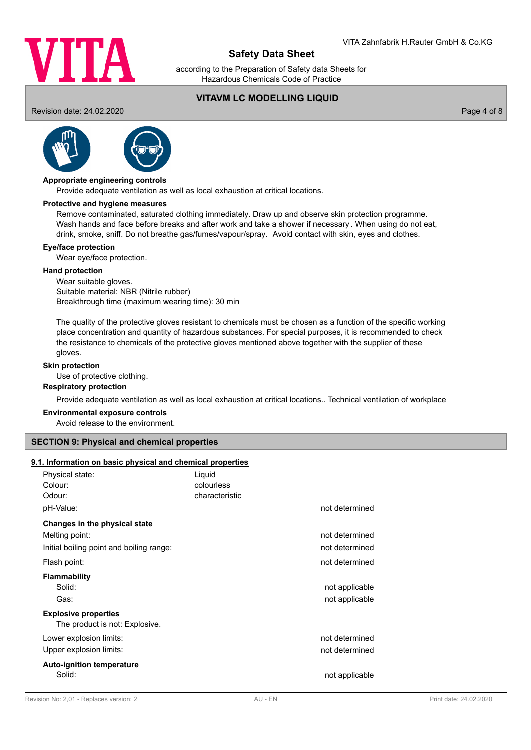**Appropriate engineering controls**

Provide adequate ventilation as well as local exhaustion at critical locations.

**Protective and hygiene measures**

Remove contaminated, saturated clothing immediately. Draw up and observe skin protection programme. Wash hands and face before breaks and after work and take a shower if necessary . When using do not eat, drink, smoke, sniff. Do not breathe gas/fumes/vapour/spray. Avoid contact with skin, eyes and clothes.

**Eye/face protection**

Wear eye/face protection.

**Hand protection**

Wear suitable gloves.
Suitable material: NBR (Nitrile rubber)
Breakthrough time (maximum wearing time): 30 min

The quality of the protective gloves resistant to chemicals must be chosen as a function of the specific working place concentration and quantity of hazardous substances. For special purposes, it is recommended to check the resistance to chemicals of the protective gloves mentioned above together with the supplier of these gloves.

**Skin protection**

Use of protective clothing.

**Respiratory protection**

Provide adequate ventilation as well as local exhaustion at critical locations.. Technical ventilation of workplace

**Environmental exposure controls**

Avoid release to the environment.

## SECTION 9: Physical and chemical properties

### 9.1. Information on basic physical and chemical properties

| | | |
|---|---|---|
| Physical state: | Liquid | |
| Colour: | colourless | |
| Odour: | characteristic | |
| pH-Value: | | not determined |
| **Changes in the physical state** | | |
| Melting point: | | not determined |
| Initial boiling point and boiling range: | | not determined |
| Flash point: | | not determined |
| **Flammability** | | |
| Solid: | | not applicable |
| Gas: | | not applicable |
| **Explosive properties** | | |
| The product is not: Explosive. | | |
| Lower explosion limits: | | not determined |
| Upper explosion limits: | | not determined |
| **Auto-ignition temperature** | | |
| Solid: | | not applicable |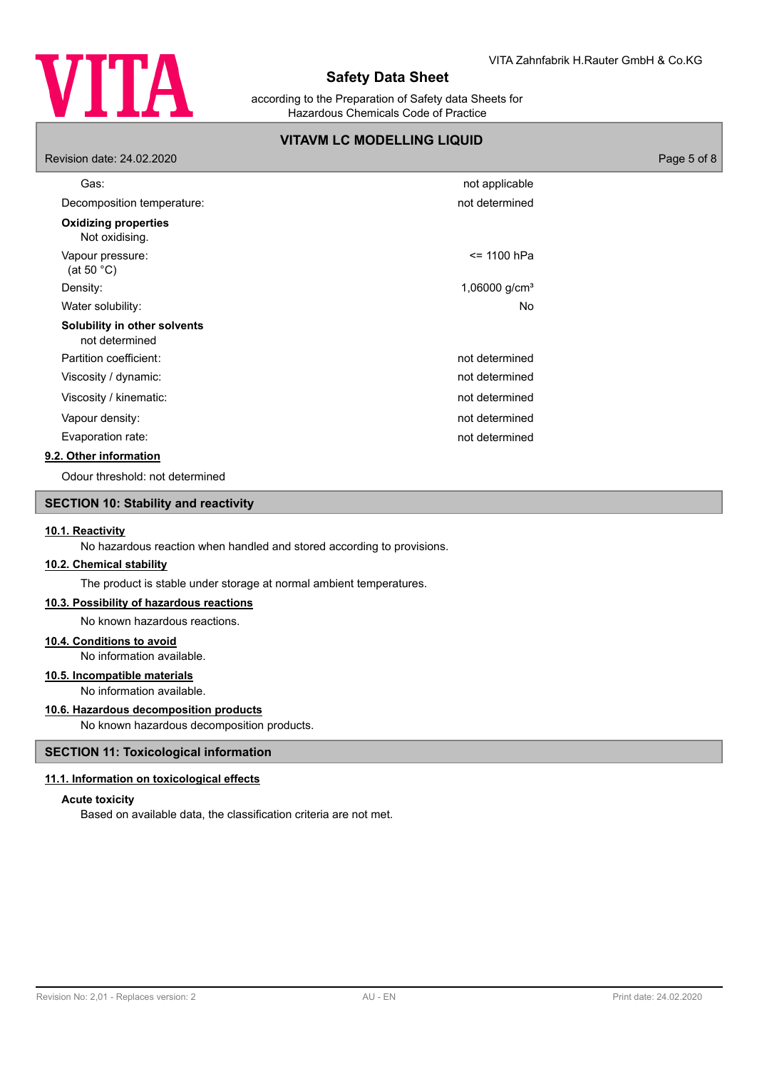| | |
|---|---|
| Gas: | not applicable |
| Decomposition temperature: | not determined |

**Oxidizing properties**
Not oxidising.

| | |
|---|---|
| Vapour pressure: (at 50 °C) | <= 1100 hPa |
| Density: | 1,06000 g/cm³ |
| Water solubility: | No |

**Solubility in other solvents**
not determined

| | |
|---|---|
| Partition coefficient: | not determined |
| Viscosity / dynamic: | not determined |
| Viscosity / kinematic: | not determined |
| Vapour density: | not determined |
| Evaporation rate: | not determined |

### 9.2. Other information

Odour threshold: not determined

## SECTION 10: Stability and reactivity

### 10.1. Reactivity

No hazardous reaction when handled and stored according to provisions.

### 10.2. Chemical stability

The product is stable under storage at normal ambient temperatures.

### 10.3. Possibility of hazardous reactions

No known hazardous reactions.

### 10.4. Conditions to avoid

No information available.

### 10.5. Incompatible materials

No information available.

### 10.6. Hazardous decomposition products

No known hazardous decomposition products.

## SECTION 11: Toxicological information

### 11.1. Information on toxicological effects

**Acute toxicity**

Based on available data, the classification criteria are not met.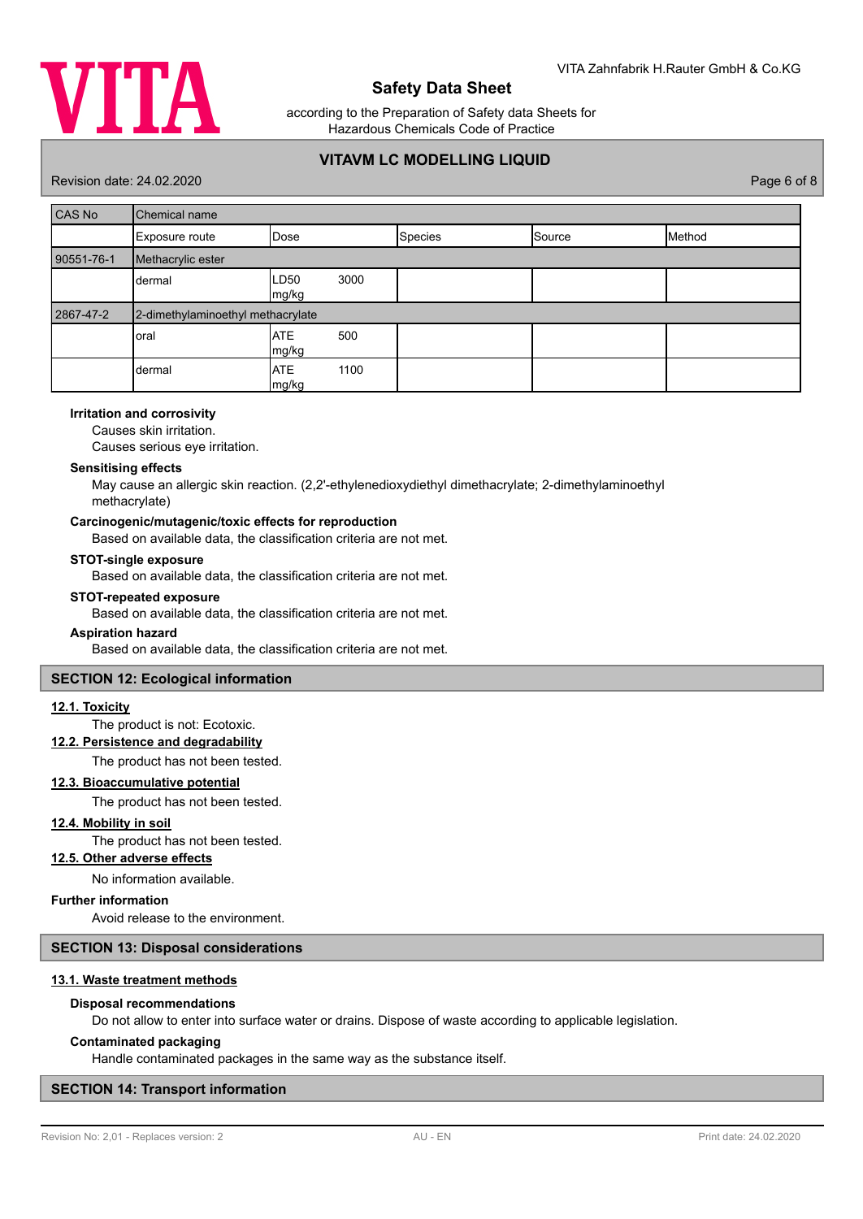| CAS No | Chemical name | | | | |
|---|---|---|---|---|---|
| | Exposure route | Dose | Species | Source | Method |
| 90551-76-1 | Methacrylic ester | | | | |
| | dermal | LD50 3000 mg/kg | | | |
| 2867-47-2 | 2-dimethylaminoethyl methacrylate | | | | |
| | oral | ATE 500 mg/kg | | | |
| | dermal | ATE 1100 mg/kg | | | |

**Irritation and corrosivity**

Causes skin irritation.
Causes serious eye irritation.

**Sensitising effects**

May cause an allergic skin reaction. (2,2'-ethylenedioxydiethyl dimethacrylate; 2-dimethylaminoethyl methacrylate)

**Carcinogenic/mutagenic/toxic effects for reproduction**

Based on available data, the classification criteria are not met.

**STOT-single exposure**

Based on available data, the classification criteria are not met.

**STOT-repeated exposure**

Based on available data, the classification criteria are not met.

**Aspiration hazard**

Based on available data, the classification criteria are not met.

## SECTION 12: Ecological information

### 12.1. Toxicity

The product is not: Ecotoxic.

### 12.2. Persistence and degradability

The product has not been tested.

### 12.3. Bioaccumulative potential

The product has not been tested.

### 12.4. Mobility in soil

The product has not been tested.

### 12.5. Other adverse effects

No information available.

**Further information**

Avoid release to the environment.

## SECTION 13: Disposal considerations

### 13.1. Waste treatment methods

**Disposal recommendations**

Do not allow to enter into surface water or drains. Dispose of waste according to applicable legislation.

**Contaminated packaging**

Handle contaminated packages in the same way as the substance itself.

## SECTION 14: Transport information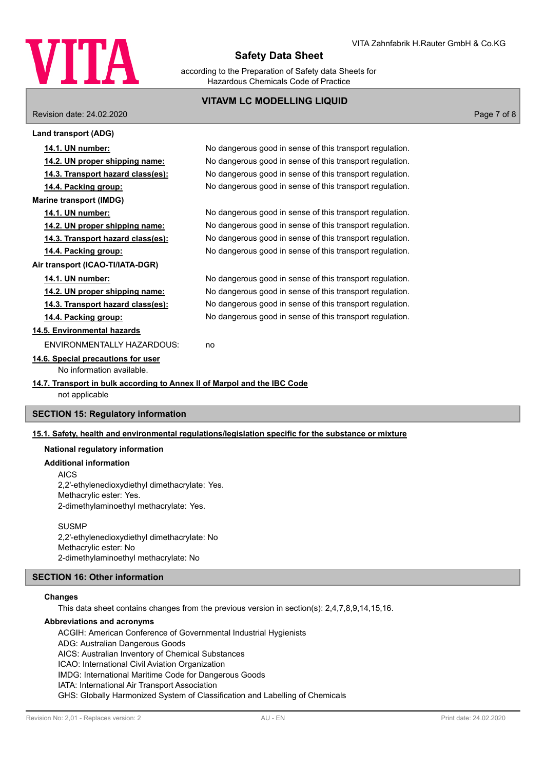**Land transport (ADG)**

| | |
|---|---|
| **14.1. UN number:** | No dangerous good in sense of this transport regulation. |
| **14.2. UN proper shipping name:** | No dangerous good in sense of this transport regulation. |
| **14.3. Transport hazard class(es):** | No dangerous good in sense of this transport regulation. |
| **14.4. Packing group:** | No dangerous good in sense of this transport regulation. |

**Marine transport (IMDG)**

| | |
|---|---|
| **14.1. UN number:** | No dangerous good in sense of this transport regulation. |
| **14.2. UN proper shipping name:** | No dangerous good in sense of this transport regulation. |
| **14.3. Transport hazard class(es):** | No dangerous good in sense of this transport regulation. |
| **14.4. Packing group:** | No dangerous good in sense of this transport regulation. |

**Air transport (ICAO-TI/IATA-DGR)**

| | |
|---|---|
| **14.1. UN number:** | No dangerous good in sense of this transport regulation. |
| **14.2. UN proper shipping name:** | No dangerous good in sense of this transport regulation. |
| **14.3. Transport hazard class(es):** | No dangerous good in sense of this transport regulation. |
| **14.4. Packing group:** | No dangerous good in sense of this transport regulation. |

**14.5. Environmental hazards**

ENVIRONMENTALLY HAZARDOUS: no

**14.6. Special precautions for user**

No information available.

**14.7. Transport in bulk according to Annex II of Marpol and the IBC Code**

not applicable

## SECTION 15: Regulatory information

**15.1. Safety, health and environmental regulations/legislation specific for the substance or mixture**

**National regulatory information**

**Additional information**

AICS
2,2'-ethylenedioxydiethyl dimethacrylate: Yes.
Methacrylic ester: Yes.
2-dimethylaminoethyl methacrylate: Yes.

SUSMP
2,2'-ethylenedioxydiethyl dimethacrylate: No
Methacrylic ester: No
2-dimethylaminoethyl methacrylate: No

## SECTION 16: Other information

**Changes**

This data sheet contains changes from the previous version in section(s): 2,4,7,8,9,14,15,16.

**Abbreviations and acronyms**

ACGIH: American Conference of Governmental Industrial Hygienists
ADG: Australian Dangerous Goods
AICS: Australian Inventory of Chemical Substances
ICAO: International Civil Aviation Organization
IMDG: International Maritime Code for Dangerous Goods
IATA: International Air Transport Association
GHS: Globally Harmonized System of Classification and Labelling of Chemicals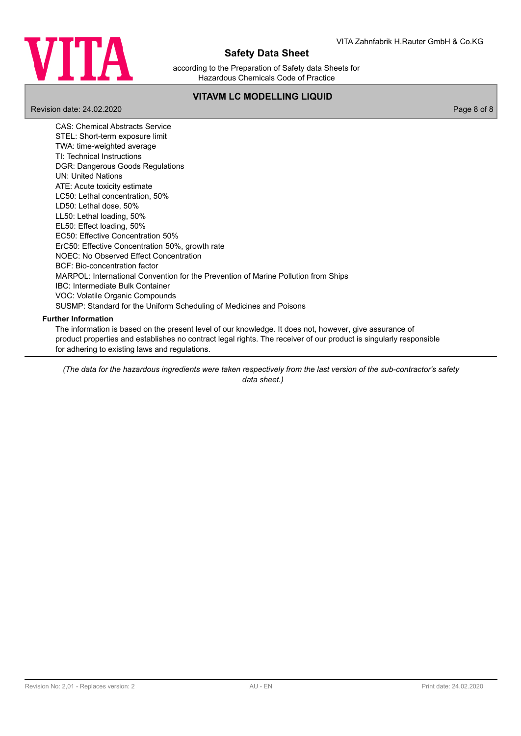CAS: Chemical Abstracts Service
STEL: Short-term exposure limit
TWA: time-weighted average
TI: Technical Instructions
DGR: Dangerous Goods Regulations
UN: United Nations
ATE: Acute toxicity estimate
LC50: Lethal concentration, 50%
LD50: Lethal dose, 50%
LL50: Lethal loading, 50%
EL50: Effect loading, 50%
EC50: Effective Concentration 50%
ErC50: Effective Concentration 50%, growth rate
NOEC: No Observed Effect Concentration
BCF: Bio-concentration factor
MARPOL: International Convention for the Prevention of Marine Pollution from Ships
IBC: Intermediate Bulk Container
VOC: Volatile Organic Compounds
SUSMP: Standard for the Uniform Scheduling of Medicines and Poisons

**Further Information**

The information is based on the present level of our knowledge. It does not, however, give assurance of product properties and establishes no contract legal rights. The receiver of our product is singularly responsible for adhering to existing laws and regulations.

*(The data for the hazardous ingredients were taken respectively from the last version of the sub-contractor's safety data sheet.)*